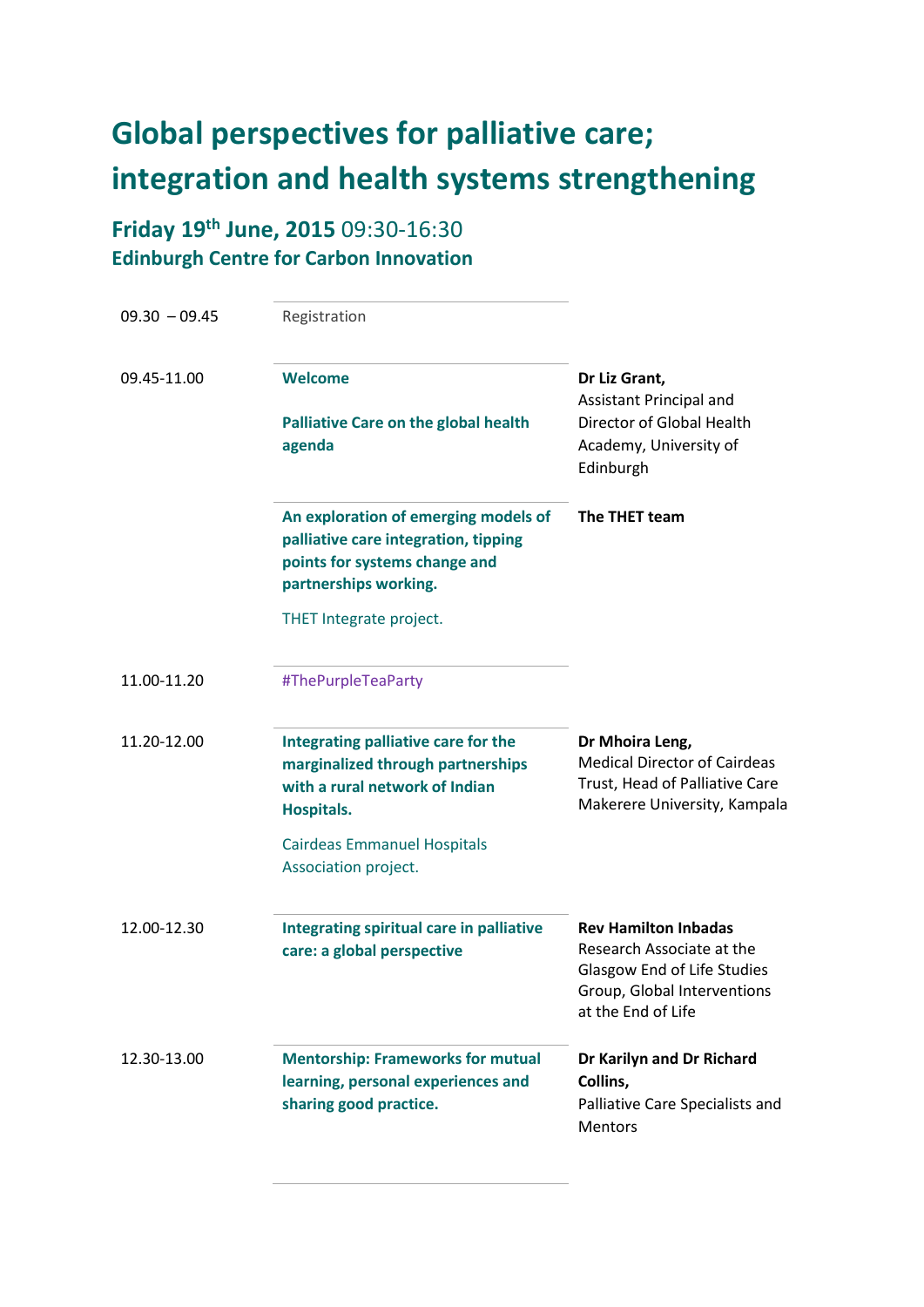# Global perspectives for palliative care; integration and health systems strengthening

## Friday 19th June, 2015 09:30-16:30
## Edinburgh Centre for Carbon Innovation

| | | |
|---|---|---|
| 09.30 – 09.45 | Registration | |
| 09.45-11.00 | **Welcome**<br><br>**Palliative Care on the global health agenda** | **Dr Liz Grant,**<br>Assistant Principal and Director of Global Health Academy, University of Edinburgh |
| | **An exploration of emerging models of palliative care integration, tipping points for systems change and partnerships working.**<br><br>THET Integrate project. | **The THET team** |
| 11.00-11.20 | #ThePurpleTeaParty | |
| 11.20-12.00 | **Integrating palliative care for the marginalized through partnerships with a rural network of Indian Hospitals.**<br><br>Cairdeas Emmanuel Hospitals Association project. | **Dr Mhoira Leng,**<br>Medical Director of Cairdeas Trust, Head of Palliative Care Makerere University, Kampala |
| 12.00-12.30 | **Integrating spiritual care in palliative care: a global perspective** | **Rev Hamilton Inbadas**<br>Research Associate at the Glasgow End of Life Studies Group, Global Interventions at the End of Life |
| 12.30-13.00 | **Mentorship: Frameworks for mutual learning, personal experiences and sharing good practice.** | **Dr Karilyn and Dr Richard Collins,**<br>Palliative Care Specialists and Mentors |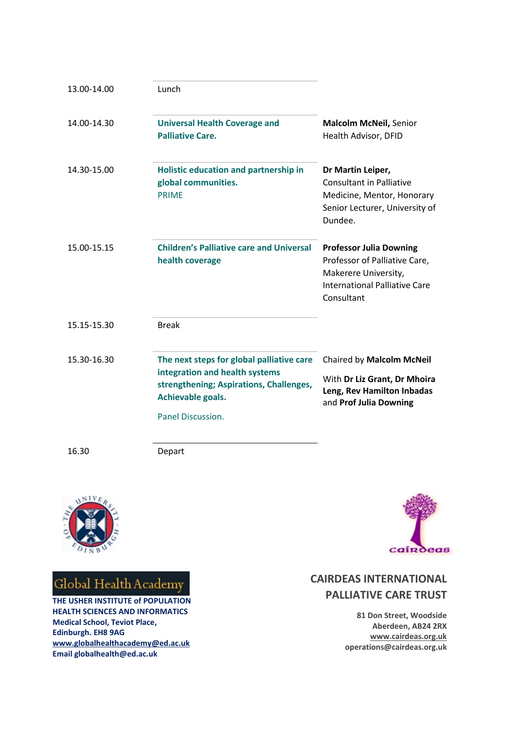| | | |
|---|---|---|
| 13.00-14.00 | Lunch | |
| 14.00-14.30 | **Universal Health Coverage and Palliative Care.** | **Malcolm McNeil,** Senior Health Advisor, DFID |
| 14.30-15.00 | **Holistic education and partnership in global communities.** PRIME | **Dr Martin Leiper,** Consultant in Palliative Medicine, Mentor, Honorary Senior Lecturer, University of Dundee. |
| 15.00-15.15 | **Children's Palliative care and Universal health coverage** | **Professor Julia Downing** Professor of Palliative Care, Makerere University, International Palliative Care Consultant |
| 15.15-15.30 | Break | |
| 15.30-16.30 | **The next steps for global palliative care integration and health systems strengthening; Aspirations, Challenges, Achievable goals.** Panel Discussion. | Chaired by **Malcolm McNeil** With **Dr Liz Grant, Dr Mhoira Leng, Rev Hamilton Inbadas** and **Prof Julia Downing** |
| 16.30 | Depart | |

Global Health Academy

**THE USHER INSTITUTE of POPULATION HEALTH SCIENCES AND INFORMATICS**
**Medical School, Teviot Place,**
**Edinburgh. EH8 9AG**
**www.globalhealthacademy@ed.ac.uk**
**Email globalhealth@ed.ac.uk**

cairdeas

## CAIRDEAS INTERNATIONAL PALLIATIVE CARE TRUST

**81 Don Street, Woodside**
**Aberdeen, AB24 2RX**
**www.cairdeas.org.uk**
**operations@cairdeas.org.uk**